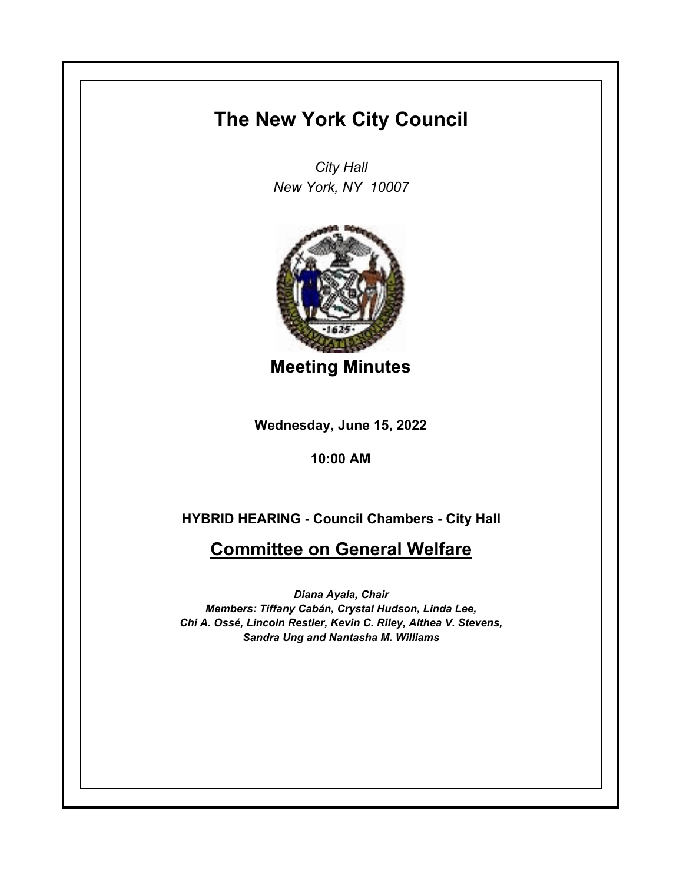# The New York City Council

*City Hall*
*New York, NY 10007*

## Meeting Minutes

**Wednesday, June 15, 2022**

**10:00 AM**

**HYBRID HEARING - Council Chambers - City Hall**

## Committee on General Welfare

***Diana Ayala, Chair***
***Members: Tiffany Cabán, Crystal Hudson, Linda Lee, Chi A. Ossé, Lincoln Restler, Kevin C. Riley, Althea V. Stevens, Sandra Ung and Nantasha M. Williams***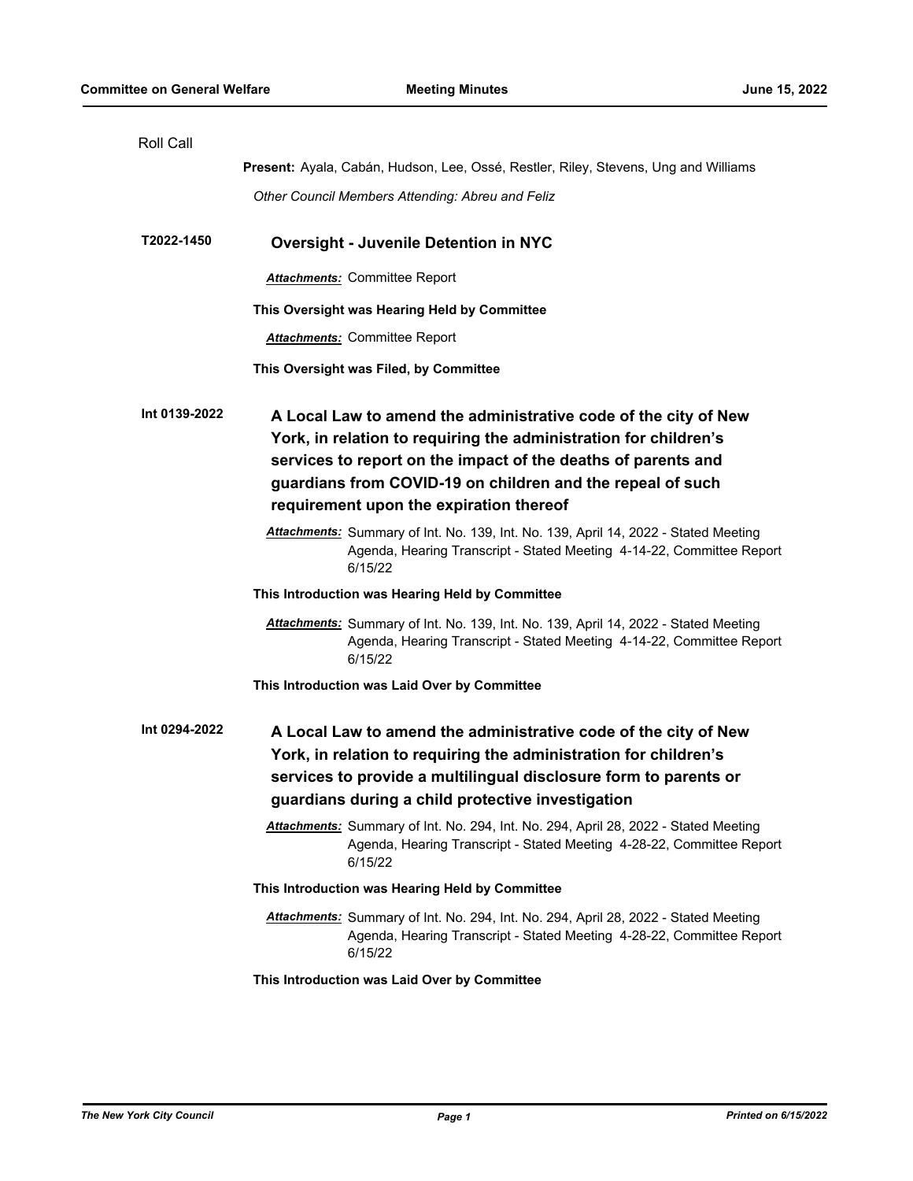Roll Call

**Present:** Ayala, Cabán, Hudson, Lee, Ossé, Restler, Riley, Stevens, Ung and Williams

*Other Council Members Attending: Abreu and Feliz*

**T2022-1450** **Oversight - Juvenile Detention in NYC**

***Attachments:*** Committee Report

**This Oversight was Hearing Held by Committee**

***Attachments:*** Committee Report

**This Oversight was Filed, by Committee**

**Int 0139-2022** **A Local Law to amend the administrative code of the city of New York, in relation to requiring the administration for children's services to report on the impact of the deaths of parents and guardians from COVID-19 on children and the repeal of such requirement upon the expiration thereof**

***Attachments:*** Summary of Int. No. 139, Int. No. 139, April 14, 2022 - Stated Meeting Agenda, Hearing Transcript - Stated Meeting 4-14-22, Committee Report 6/15/22

**This Introduction was Hearing Held by Committee**

***Attachments:*** Summary of Int. No. 139, Int. No. 139, April 14, 2022 - Stated Meeting Agenda, Hearing Transcript - Stated Meeting 4-14-22, Committee Report 6/15/22

**This Introduction was Laid Over by Committee**

**Int 0294-2022** **A Local Law to amend the administrative code of the city of New York, in relation to requiring the administration for children's services to provide a multilingual disclosure form to parents or guardians during a child protective investigation**

***Attachments:*** Summary of Int. No. 294, Int. No. 294, April 28, 2022 - Stated Meeting Agenda, Hearing Transcript - Stated Meeting 4-28-22, Committee Report 6/15/22

**This Introduction was Hearing Held by Committee**

***Attachments:*** Summary of Int. No. 294, Int. No. 294, April 28, 2022 - Stated Meeting Agenda, Hearing Transcript - Stated Meeting 4-28-22, Committee Report 6/15/22

**This Introduction was Laid Over by Committee**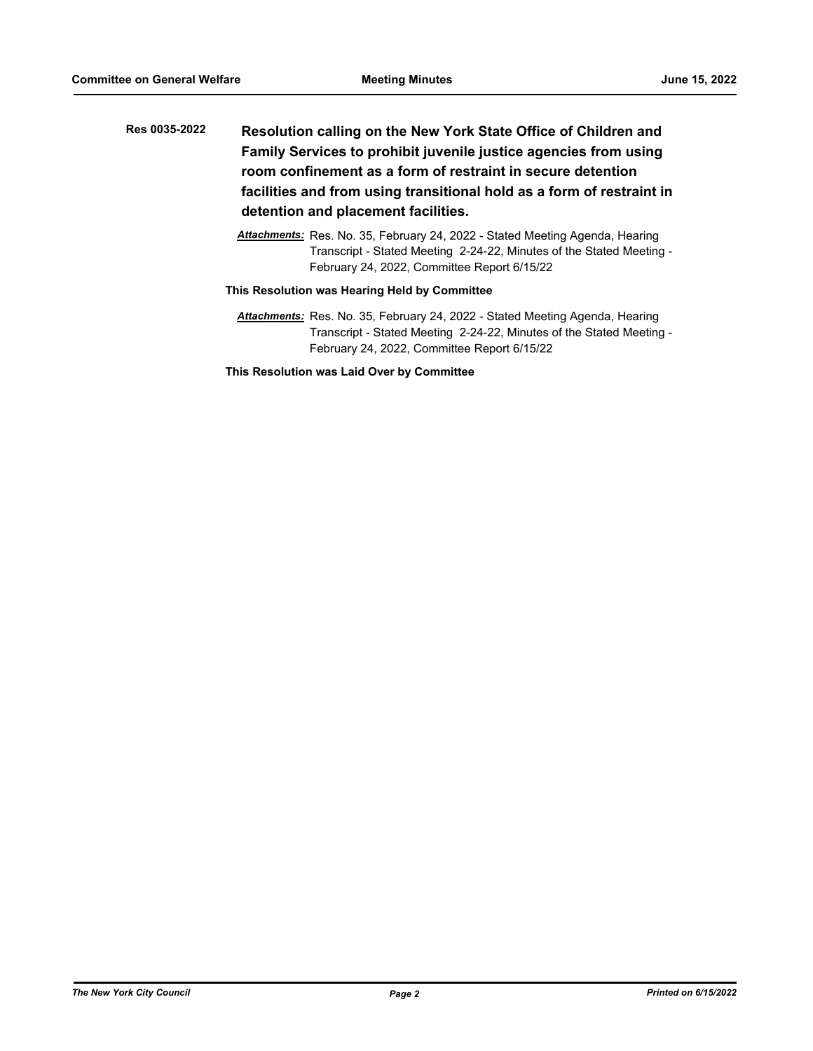**Res 0035-2022** **Resolution calling on the New York State Office of Children and Family Services to prohibit juvenile justice agencies from using room confinement as a form of restraint in secure detention facilities and from using transitional hold as a form of restraint in detention and placement facilities.**

***Attachments:*** Res. No. 35, February 24, 2022 - Stated Meeting Agenda, Hearing Transcript - Stated Meeting 2-24-22, Minutes of the Stated Meeting - February 24, 2022, Committee Report 6/15/22

**This Resolution was Hearing Held by Committee**

***Attachments:*** Res. No. 35, February 24, 2022 - Stated Meeting Agenda, Hearing Transcript - Stated Meeting 2-24-22, Minutes of the Stated Meeting - February 24, 2022, Committee Report 6/15/22

**This Resolution was Laid Over by Committee**